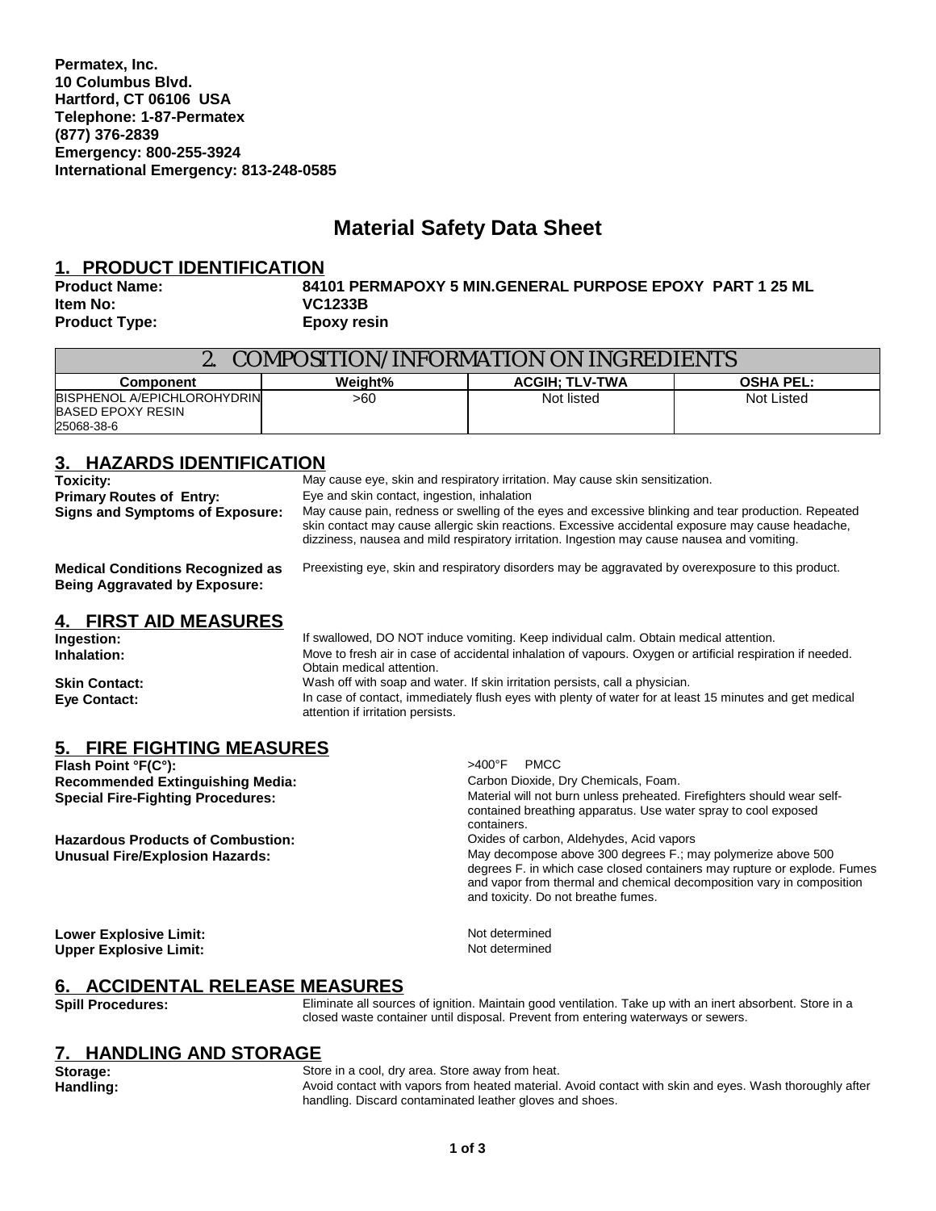**Permatex, Inc.**
**10 Columbus Blvd.**
**Hartford, CT 06106 USA**
**Telephone: 1-87-Permatex**
**(877) 376-2839**
**Emergency: 800-255-3924**
**International Emergency: 813-248-0585**

# Material Safety Data Sheet

## 1. PRODUCT IDENTIFICATION

**Product Name:** **84101 PERMAPOXY 5 MIN.GENERAL PURPOSE EPOXY PART 1 25 ML**
**Item No:** **VC1233B**
**Product Type:** **Epoxy resin**

## 2. COMPOSITION/INFORMATION ON INGREDIENTS

| Component | Weight% | ACGIH; TLV-TWA | OSHA PEL: |
|---|---|---|---|
| BISPHENOL A/EPICHLOROHYDRIN BASED EPOXY RESIN 25068-38-6 | >60 | Not listed | Not Listed |

## 3. HAZARDS IDENTIFICATION

**Toxicity:** May cause eye, skin and respiratory irritation. May cause skin sensitization.

**Primary Routes of Entry:** Eye and skin contact, ingestion, inhalation

**Signs and Symptoms of Exposure:** May cause pain, redness or swelling of the eyes and excessive blinking and tear production. Repeated skin contact may cause allergic skin reactions. Excessive accidental exposure may cause headache, dizziness, nausea and mild respiratory irritation. Ingestion may cause nausea and vomiting.

**Medical Conditions Recognized as Being Aggravated by Exposure:** Preexisting eye, skin and respiratory disorders may be aggravated by overexposure to this product.

## 4. FIRST AID MEASURES

**Ingestion:** If swallowed, DO NOT induce vomiting. Keep individual calm. Obtain medical attention.

**Inhalation:** Move to fresh air in case of accidental inhalation of vapours. Oxygen or artificial respiration if needed. Obtain medical attention.

**Skin Contact:** Wash off with soap and water. If skin irritation persists, call a physician.

**Eye Contact:** In case of contact, immediately flush eyes with plenty of water for at least 15 minutes and get medical attention if irritation persists.

## 5. FIRE FIGHTING MEASURES

**Flash Point °F(C°):** >400°F PMCC

**Recommended Extinguishing Media:** Carbon Dioxide, Dry Chemicals, Foam.

**Special Fire-Fighting Procedures:** Material will not burn unless preheated. Firefighters should wear self-contained breathing apparatus. Use water spray to cool exposed containers.

**Hazardous Products of Combustion:** Oxides of carbon, Aldehydes, Acid vapors

**Unusual Fire/Explosion Hazards:** May decompose above 300 degrees F.; may polymerize above 500 degrees F. in which case closed containers may rupture or explode. Fumes and vapor from thermal and chemical decomposition vary in composition and toxicity. Do not breathe fumes.

**Lower Explosive Limit:** Not determined

**Upper Explosive Limit:** Not determined

## 6. ACCIDENTAL RELEASE MEASURES

**Spill Procedures:** Eliminate all sources of ignition. Maintain good ventilation. Take up with an inert absorbent. Store in a closed waste container until disposal. Prevent from entering waterways or sewers.

## 7. HANDLING AND STORAGE

**Storage:** Store in a cool, dry area. Store away from heat.

**Handling:** Avoid contact with vapors from heated material. Avoid contact with skin and eyes. Wash thoroughly after handling. Discard contaminated leather gloves and shoes.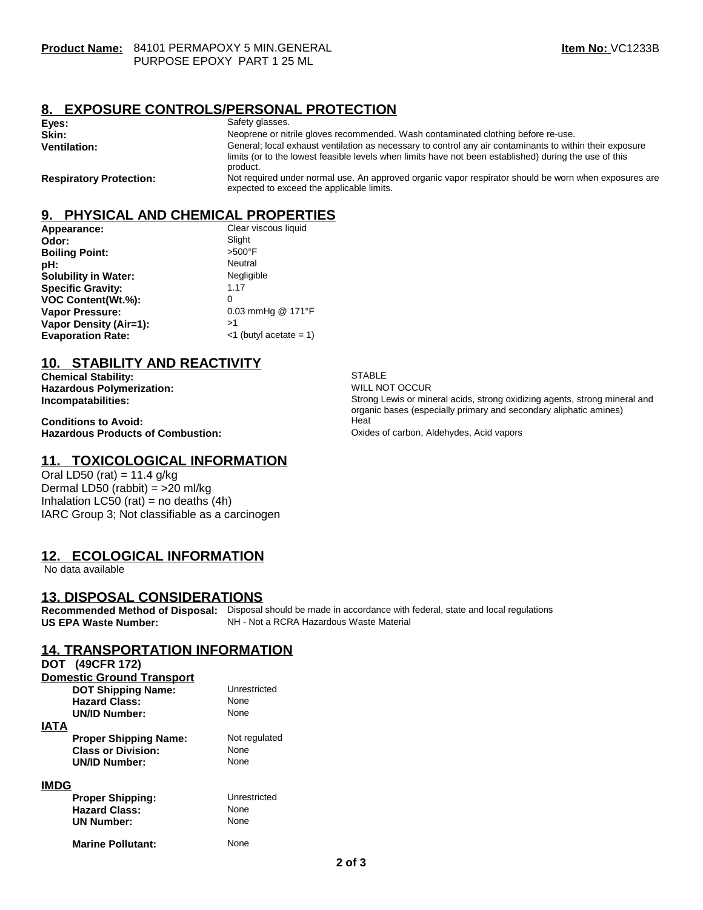**Product Name:** 84101 PERMAPOXY 5 MIN.GENERAL PURPOSE EPOXY PART 1 25 ML

**Item No:** VC1233B

## 8. EXPOSURE CONTROLS/PERSONAL PROTECTION

| | |
|---|---|
| **Eyes:** | Safety glasses. |
| **Skin:** | Neoprene or nitrile gloves recommended. Wash contaminated clothing before re-use. |
| **Ventilation:** | General; local exhaust ventilation as necessary to control any air contaminants to within their exposure limits (or to the lowest feasible levels when limits have not been established) during the use of this product. |
| **Respiratory Protection:** | Not required under normal use. An approved organic vapor respirator should be worn when exposures are expected to exceed the applicable limits. |

## 9. PHYSICAL AND CHEMICAL PROPERTIES

| | |
|---|---|
| **Appearance:** | Clear viscous liquid |
| **Odor:** | Slight |
| **Boiling Point:** | >500°F |
| **pH:** | Neutral |
| **Solubility in Water:** | Negligible |
| **Specific Gravity:** | 1.17 |
| **VOC Content(Wt.%):** | 0 |
| **Vapor Pressure:** | 0.03 mmHg @ 171°F |
| **Vapor Density (Air=1):** | >1 |
| **Evaporation Rate:** | <1 (butyl acetate = 1) |

## 10. STABILITY AND REACTIVITY

| | |
|---|---|
| **Chemical Stability:** | STABLE |
| **Hazardous Polymerization:** | WILL NOT OCCUR |
| **Incompatabilities:** | Strong Lewis or mineral acids, strong oxidizing agents, strong mineral and organic bases (especially primary and secondary aliphatic amines) |
| **Conditions to Avoid:** | Heat |
| **Hazardous Products of Combustion:** | Oxides of carbon, Aldehydes, Acid vapors |

## 11. TOXICOLOGICAL INFORMATION

Oral LD50 (rat) = 11.4 g/kg
Dermal LD50 (rabbit) = >20 ml/kg
Inhalation LC50 (rat) = no deaths (4h)
IARC Group 3; Not classifiable as a carcinogen

## 12. ECOLOGICAL INFORMATION

No data available

## 13. DISPOSAL CONSIDERATIONS

| | |
|---|---|
| **Recommended Method of Disposal:** | Disposal should be made in accordance with federal, state and local regulations |
| **US EPA Waste Number:** | NH - Not a RCRA Hazardous Waste Material |

## 14. TRANSPORTATION INFORMATION

**DOT (49CFR 172)**

**Domestic Ground Transport**

| | |
|---|---|
| **DOT Shipping Name:** | Unrestricted |
| **Hazard Class:** | None |
| **UN/ID Number:** | None |

**IATA**

| | |
|---|---|
| **Proper Shipping Name:** | Not regulated |
| **Class or Division:** | None |
| **UN/ID Number:** | None |

**IMDG**

| | |
|---|---|
| **Proper Shipping:** | Unrestricted |
| **Hazard Class:** | None |
| **UN Number:** | None |
| **Marine Pollutant:** | None |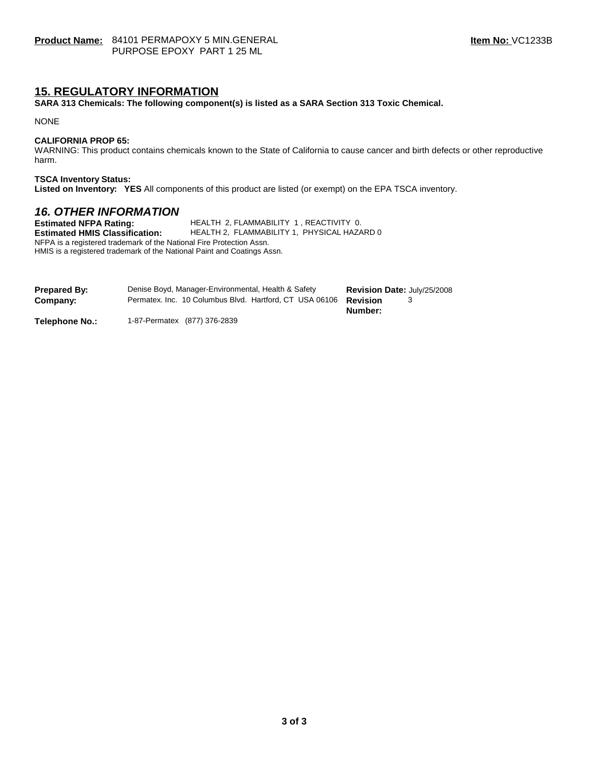**Product Name:** 84101 PERMAPOXY 5 MIN.GENERAL PURPOSE EPOXY PART 1 25 ML

**Item No:** VC1233B

## 15. REGULATORY INFORMATION

**SARA 313 Chemicals: The following component(s) is listed as a SARA Section 313 Toxic Chemical.**

NONE

**CALIFORNIA PROP 65:**
WARNING: This product contains chemicals known to the State of California to cause cancer and birth defects or other reproductive harm.

**TSCA Inventory Status:**
**Listed on Inventory: YES** All components of this product are listed (or exempt) on the EPA TSCA inventory.

## *16. OTHER INFORMATION*

**Estimated NFPA Rating:** HEALTH 2, FLAMMABILITY 1 , REACTIVITY 0.
**Estimated HMIS Classification:** HEALTH 2, FLAMMABILITY 1, PHYSICAL HAZARD 0
NFPA is a registered trademark of the National Fire Protection Assn.
HMIS is a registered trademark of the National Paint and Coatings Assn.

**Prepared By:** Denise Boyd, Manager-Environmental, Health & Safety
**Company:** Permatex. Inc. 10 Columbus Blvd. Hartford, CT USA 06106
**Telephone No.:** 1-87-Permatex (877) 376-2839

**Revision Date:** July/25/2008
**Revision Number:** 3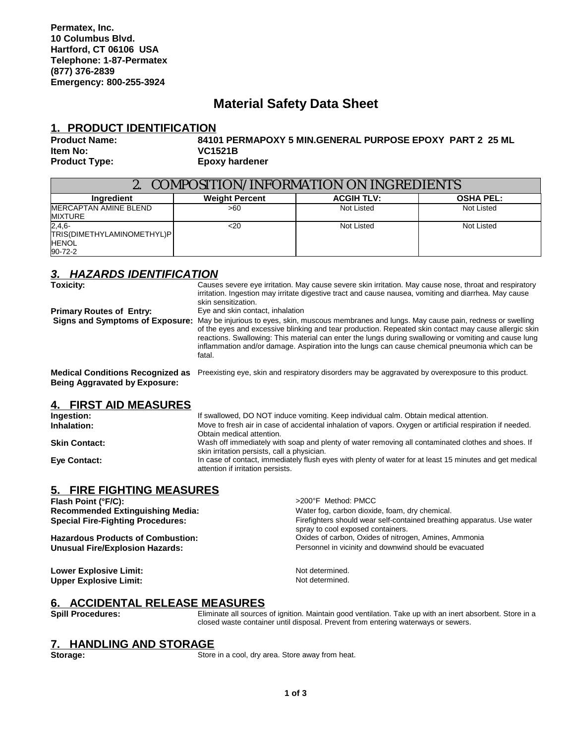**Permatex, Inc.**
**10 Columbus Blvd.**
**Hartford, CT 06106 USA**
**Telephone: 1-87-Permatex**
**(877) 376-2839**
**Emergency: 800-255-3924**

# Material Safety Data Sheet

## 1. PRODUCT IDENTIFICATION

**Product Name:** **84101 PERMAPOXY 5 MIN.GENERAL PURPOSE EPOXY PART 2 25 ML**
**Item No:** **VC1521B**
**Product Type:** **Epoxy hardener**

## 2. COMPOSITION/INFORMATION ON INGREDIENTS

| Ingredient | Weight Percent | ACGIH TLV: | OSHA PEL: |
|---|---|---|---|
| MERCAPTAN AMINE BLEND MIXTURE | >60 | Not Listed | Not Listed |
| 2,4,6-TRIS(DIMETHYLAMINOMETHYL)PHENOL 90-72-2 | <20 | Not Listed | Not Listed |

## *3. HAZARDS IDENTIFICATION*

**Toxicity:** Causes severe eye irritation. May cause severe skin irritation. May cause nose, throat and respiratory irritation. Ingestion may irritate digestive tract and cause nausea, vomiting and diarrhea. May cause skin sensitization.

**Primary Routes of Entry:** Eye and skin contact, inhalation

**Signs and Symptoms of Exposure:** May be injurious to eyes, skin, muscous membranes and lungs. May cause pain, redness or swelling of the eyes and excessive blinking and tear production. Repeated skin contact may cause allergic skin reactions. Swallowing: This material can enter the lungs during swallowing or vomiting and cause lung inflammation and/or damage. Aspiration into the lungs can cause chemical pneumonia which can be fatal.

**Medical Conditions Recognized as Being Aggravated by Exposure:** Preexisting eye, skin and respiratory disorders may be aggravated by overexposure to this product.

## 4. FIRST AID MEASURES

**Ingestion:** If swallowed, DO NOT induce vomiting. Keep individual calm. Obtain medical attention.

**Inhalation:** Move to fresh air in case of accidental inhalation of vapors. Oxygen or artificial respiration if needed. Obtain medical attention.

**Skin Contact:** Wash off immediately with soap and plenty of water removing all contaminated clothes and shoes. If skin irritation persists, call a physician.

**Eye Contact:** In case of contact, immediately flush eyes with plenty of water for at least 15 minutes and get medical attention if irritation persists.

## 5. FIRE FIGHTING MEASURES

**Flash Point (°F/C):** >200°F Method: PMCC

**Recommended Extinguishing Media:** Water fog, carbon dioxide, foam, dry chemical.

**Special Fire-Fighting Procedures:** Firefighters should wear self-contained breathing apparatus. Use water spray to cool exposed containers.

**Hazardous Products of Combustion:** Oxides of carbon, Oxides of nitrogen, Amines, Ammonia

**Unusual Fire/Explosion Hazards:** Personnel in vicinity and downwind should be evacuated

**Lower Explosive Limit:** Not determined.

**Upper Explosive Limit:** Not determined.

## 6. ACCIDENTAL RELEASE MEASURES

**Spill Procedures:** Eliminate all sources of ignition. Maintain good ventilation. Take up with an inert absorbent. Store in a closed waste container until disposal. Prevent from entering waterways or sewers.

## 7. HANDLING AND STORAGE

**Storage:** Store in a cool, dry area. Store away from heat.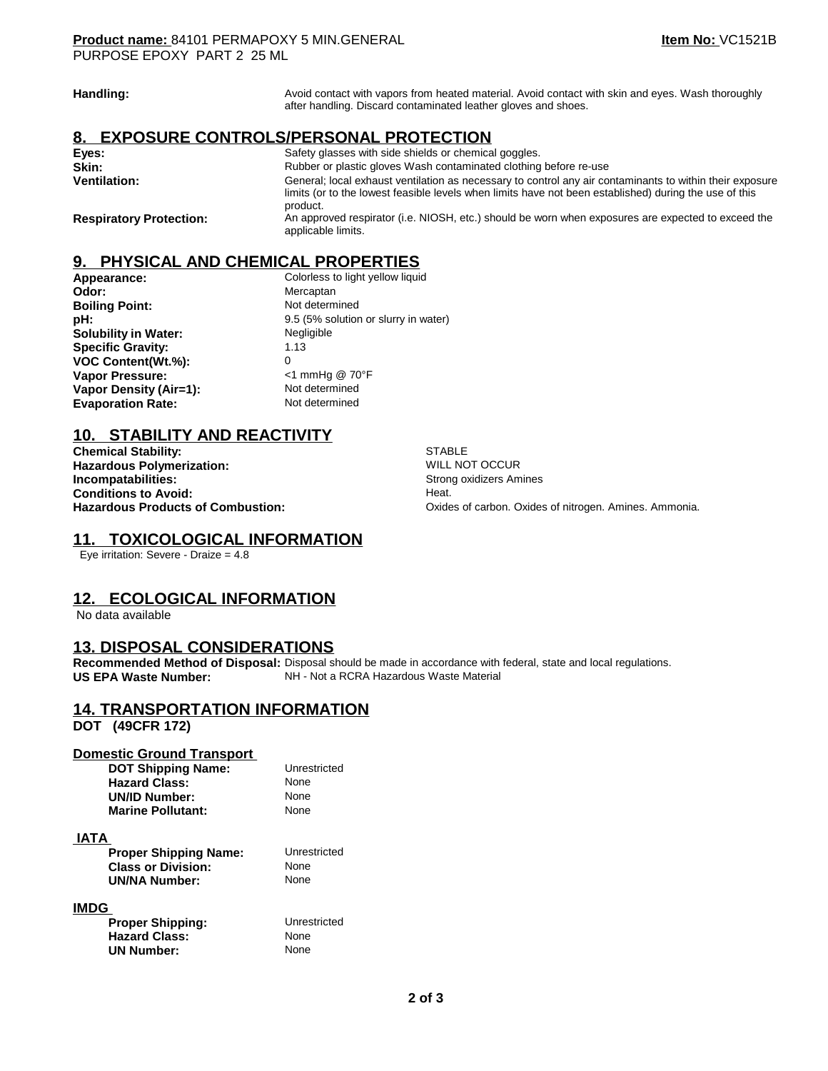**Handling:** Avoid contact with vapors from heated material. Avoid contact with skin and eyes. Wash thoroughly after handling. Discard contaminated leather gloves and shoes.

## 8. EXPOSURE CONTROLS/PERSONAL PROTECTION

**Eyes:** Safety glasses with side shields or chemical goggles.

**Skin:** Rubber or plastic gloves Wash contaminated clothing before re-use

**Ventilation:** General; local exhaust ventilation as necessary to control any air contaminants to within their exposure limits (or to the lowest feasible levels when limits have not been established) during the use of this product.

**Respiratory Protection:** An approved respirator (i.e. NIOSH, etc.) should be worn when exposures are expected to exceed the applicable limits.

## 9. PHYSICAL AND CHEMICAL PROPERTIES

**Appearance:** Colorless to light yellow liquid
**Odor:** Mercaptan
**Boiling Point:** Not determined
**pH:** 9.5 (5% solution or slurry in water)
**Solubility in Water:** Negligible
**Specific Gravity:** 1.13
**VOC Content(Wt.%):** 0
**Vapor Pressure:** <1 mmHg @ 70°F
**Vapor Density (Air=1):** Not determined
**Evaporation Rate:** Not determined

## 10. STABILITY AND REACTIVITY

**Chemical Stability:** STABLE
**Hazardous Polymerization:** WILL NOT OCCUR
**Incompatabilities:** Strong oxidizers Amines
**Conditions to Avoid:** Heat.
**Hazardous Products of Combustion:** Oxides of carbon. Oxides of nitrogen. Amines. Ammonia.

## 11. TOXICOLOGICAL INFORMATION

Eye irritation: Severe - Draize = 4.8

## 12. ECOLOGICAL INFORMATION

No data available

## 13. DISPOSAL CONSIDERATIONS

**Recommended Method of Disposal:** Disposal should be made in accordance with federal, state and local regulations.
**US EPA Waste Number:** NH - Not a RCRA Hazardous Waste Material

## 14. TRANSPORTATION INFORMATION

**DOT (49CFR 172)**

**Domestic Ground Transport**

**DOT Shipping Name:** Unrestricted
**Hazard Class:** None
**UN/ID Number:** None
**Marine Pollutant:** None

**IATA**

**Proper Shipping Name:** Unrestricted
**Class or Division:** None
**UN/NA Number:** None

**IMDG**

**Proper Shipping:** Unrestricted
**Hazard Class:** None
**UN Number:** None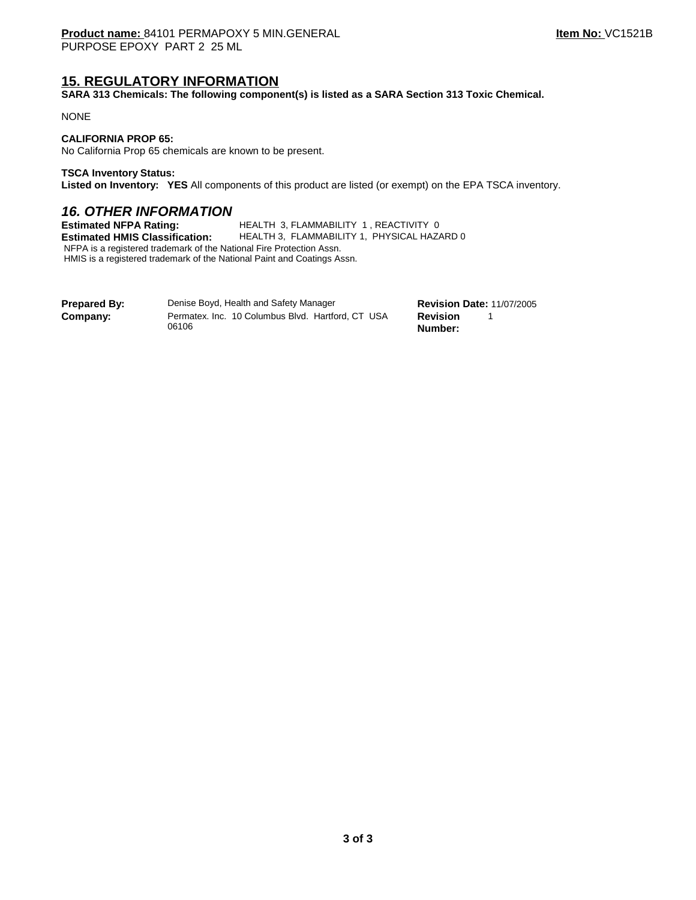## 15. REGULATORY INFORMATION

**SARA 313 Chemicals: The following component(s) is listed as a SARA Section 313 Toxic Chemical.**

NONE

**CALIFORNIA PROP 65:**
No California Prop 65 chemicals are known to be present.

**TSCA Inventory Status:**
**Listed on Inventory: YES** All components of this product are listed (or exempt) on the EPA TSCA inventory.

## *16. OTHER INFORMATION*

**Estimated NFPA Rating:** HEALTH 3, FLAMMABILITY 1 , REACTIVITY 0
**Estimated HMIS Classification:** HEALTH 3, FLAMMABILITY 1, PHYSICAL HAZARD 0
NFPA is a registered trademark of the National Fire Protection Assn.
HMIS is a registered trademark of the National Paint and Coatings Assn.

| | | | |
|---|---|---|---|
| **Prepared By:** | Denise Boyd, Health and Safety Manager | **Revision Date:** | 11/07/2005 |
| **Company:** | Permatex. Inc. 10 Columbus Blvd. Hartford, CT USA 06106 | **Revision Number:** | 1 |